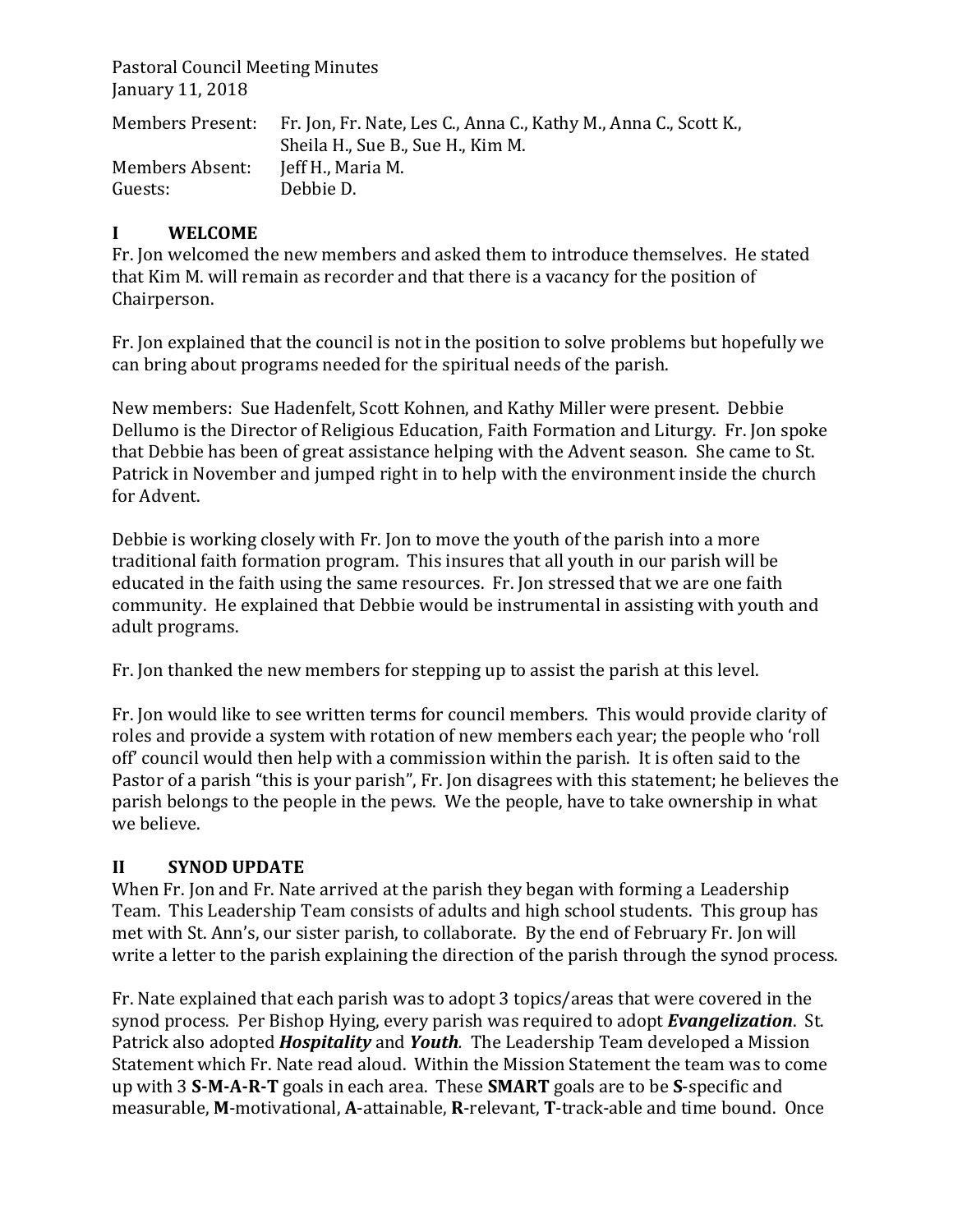Pastoral Council Meeting Minutes
January 11, 2018

Members Present: Fr. Jon, Fr. Nate, Les C., Anna C., Kathy M., Anna C., Scott K., Sheila H., Sue B., Sue H., Kim M.
Members Absent: Jeff H., Maria M.
Guests: Debbie D.

## I WELCOME

Fr. Jon welcomed the new members and asked them to introduce themselves. He stated that Kim M. will remain as recorder and that there is a vacancy for the position of Chairperson.

Fr. Jon explained that the council is not in the position to solve problems but hopefully we can bring about programs needed for the spiritual needs of the parish.

New members: Sue Hadenfelt, Scott Kohnen, and Kathy Miller were present. Debbie Dellumo is the Director of Religious Education, Faith Formation and Liturgy. Fr. Jon spoke that Debbie has been of great assistance helping with the Advent season. She came to St. Patrick in November and jumped right in to help with the environment inside the church for Advent.

Debbie is working closely with Fr. Jon to move the youth of the parish into a more traditional faith formation program. This insures that all youth in our parish will be educated in the faith using the same resources. Fr. Jon stressed that we are one faith community. He explained that Debbie would be instrumental in assisting with youth and adult programs.

Fr. Jon thanked the new members for stepping up to assist the parish at this level.

Fr. Jon would like to see written terms for council members. This would provide clarity of roles and provide a system with rotation of new members each year; the people who 'roll off' council would then help with a commission within the parish. It is often said to the Pastor of a parish "this is your parish", Fr. Jon disagrees with this statement; he believes the parish belongs to the people in the pews. We the people, have to take ownership in what we believe.

## II SYNOD UPDATE

When Fr. Jon and Fr. Nate arrived at the parish they began with forming a Leadership Team. This Leadership Team consists of adults and high school students. This group has met with St. Ann's, our sister parish, to collaborate. By the end of February Fr. Jon will write a letter to the parish explaining the direction of the parish through the synod process.

Fr. Nate explained that each parish was to adopt 3 topics/areas that were covered in the synod process. Per Bishop Hying, every parish was required to adopt ***Evangelization***. St. Patrick also adopted ***Hospitality*** and ***Youth***. The Leadership Team developed a Mission Statement which Fr. Nate read aloud. Within the Mission Statement the team was to come up with 3 **S-M-A-R-T** goals in each area. These **SMART** goals are to be **S**-specific and measurable, **M**-motivational, **A**-attainable, **R**-relevant, **T**-track-able and time bound. Once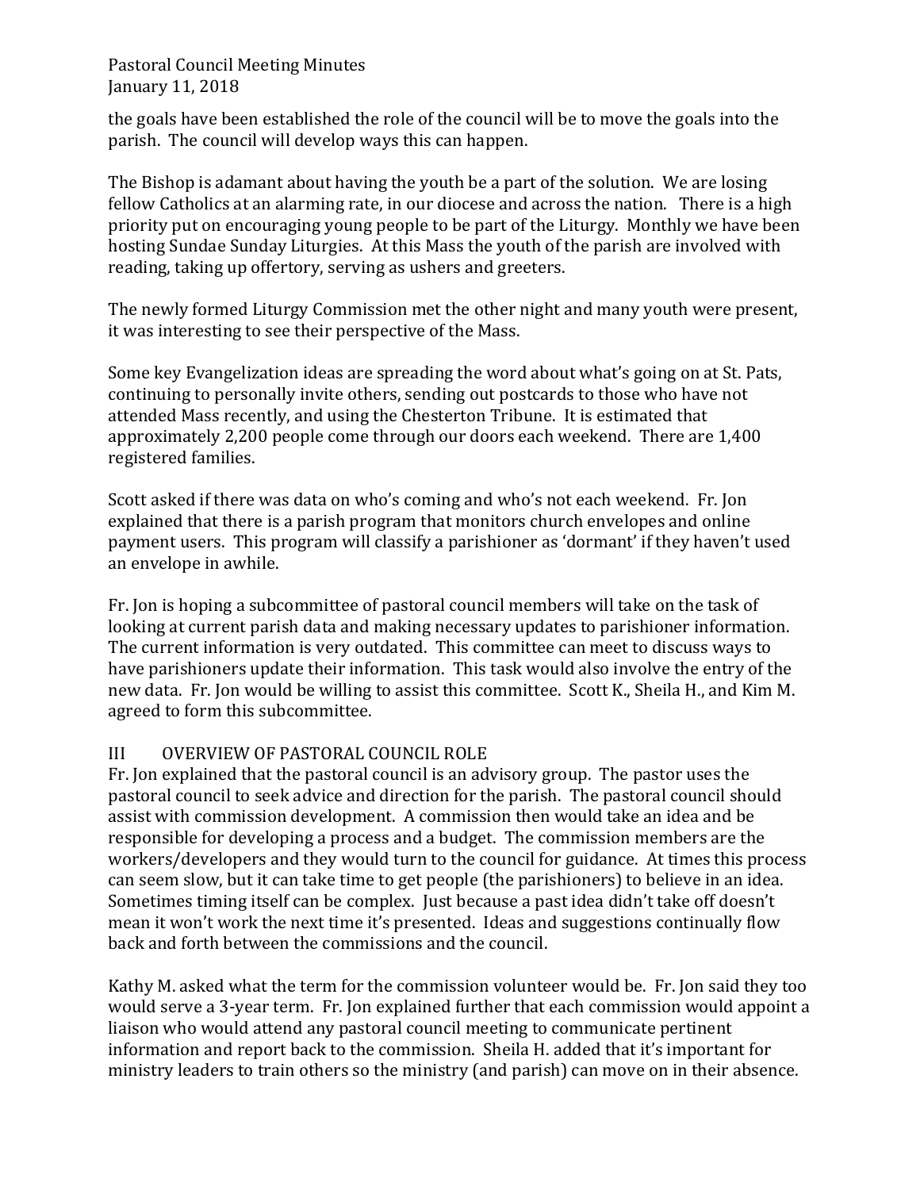the goals have been established the role of the council will be to move the goals into the parish. The council will develop ways this can happen.

The Bishop is adamant about having the youth be a part of the solution. We are losing fellow Catholics at an alarming rate, in our diocese and across the nation. There is a high priority put on encouraging young people to be part of the Liturgy. Monthly we have been hosting Sundae Sunday Liturgies. At this Mass the youth of the parish are involved with reading, taking up offertory, serving as ushers and greeters.

The newly formed Liturgy Commission met the other night and many youth were present, it was interesting to see their perspective of the Mass.

Some key Evangelization ideas are spreading the word about what's going on at St. Pats, continuing to personally invite others, sending out postcards to those who have not attended Mass recently, and using the Chesterton Tribune. It is estimated that approximately 2,200 people come through our doors each weekend. There are 1,400 registered families.

Scott asked if there was data on who's coming and who's not each weekend. Fr. Jon explained that there is a parish program that monitors church envelopes and online payment users. This program will classify a parishioner as 'dormant' if they haven't used an envelope in awhile.

Fr. Jon is hoping a subcommittee of pastoral council members will take on the task of looking at current parish data and making necessary updates to parishioner information. The current information is very outdated. This committee can meet to discuss ways to have parishioners update their information. This task would also involve the entry of the new data. Fr. Jon would be willing to assist this committee. Scott K., Sheila H., and Kim M. agreed to form this subcommittee.

## III OVERVIEW OF PASTORAL COUNCIL ROLE

Fr. Jon explained that the pastoral council is an advisory group. The pastor uses the pastoral council to seek advice and direction for the parish. The pastoral council should assist with commission development. A commission then would take an idea and be responsible for developing a process and a budget. The commission members are the workers/developers and they would turn to the council for guidance. At times this process can seem slow, but it can take time to get people (the parishioners) to believe in an idea. Sometimes timing itself can be complex. Just because a past idea didn't take off doesn't mean it won't work the next time it's presented. Ideas and suggestions continually flow back and forth between the commissions and the council.

Kathy M. asked what the term for the commission volunteer would be. Fr. Jon said they too would serve a 3-year term. Fr. Jon explained further that each commission would appoint a liaison who would attend any pastoral council meeting to communicate pertinent information and report back to the commission. Sheila H. added that it's important for ministry leaders to train others so the ministry (and parish) can move on in their absence.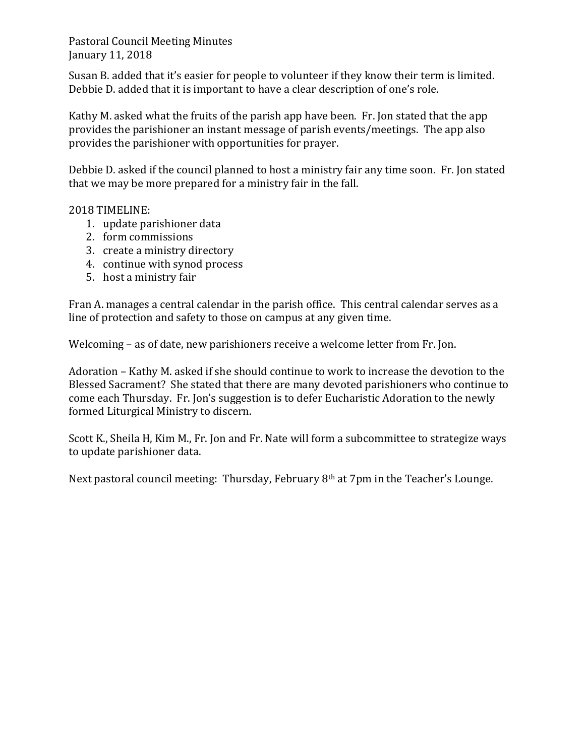Pastoral Council Meeting Minutes
January 11, 2018

Susan B. added that it's easier for people to volunteer if they know their term is limited. Debbie D. added that it is important to have a clear description of one's role.

Kathy M. asked what the fruits of the parish app have been. Fr. Jon stated that the app provides the parishioner an instant message of parish events/meetings. The app also provides the parishioner with opportunities for prayer.

Debbie D. asked if the council planned to host a ministry fair any time soon. Fr. Jon stated that we may be more prepared for a ministry fair in the fall.

2018 TIMELINE:

1. update parishioner data
2. form commissions
3. create a ministry directory
4. continue with synod process
5. host a ministry fair

Fran A. manages a central calendar in the parish office. This central calendar serves as a line of protection and safety to those on campus at any given time.

Welcoming – as of date, new parishioners receive a welcome letter from Fr. Jon.

Adoration – Kathy M. asked if she should continue to work to increase the devotion to the Blessed Sacrament? She stated that there are many devoted parishioners who continue to come each Thursday. Fr. Jon's suggestion is to defer Eucharistic Adoration to the newly formed Liturgical Ministry to discern.

Scott K., Sheila H, Kim M., Fr. Jon and Fr. Nate will form a subcommittee to strategize ways to update parishioner data.

Next pastoral council meeting: Thursday, February 8th at 7pm in the Teacher's Lounge.